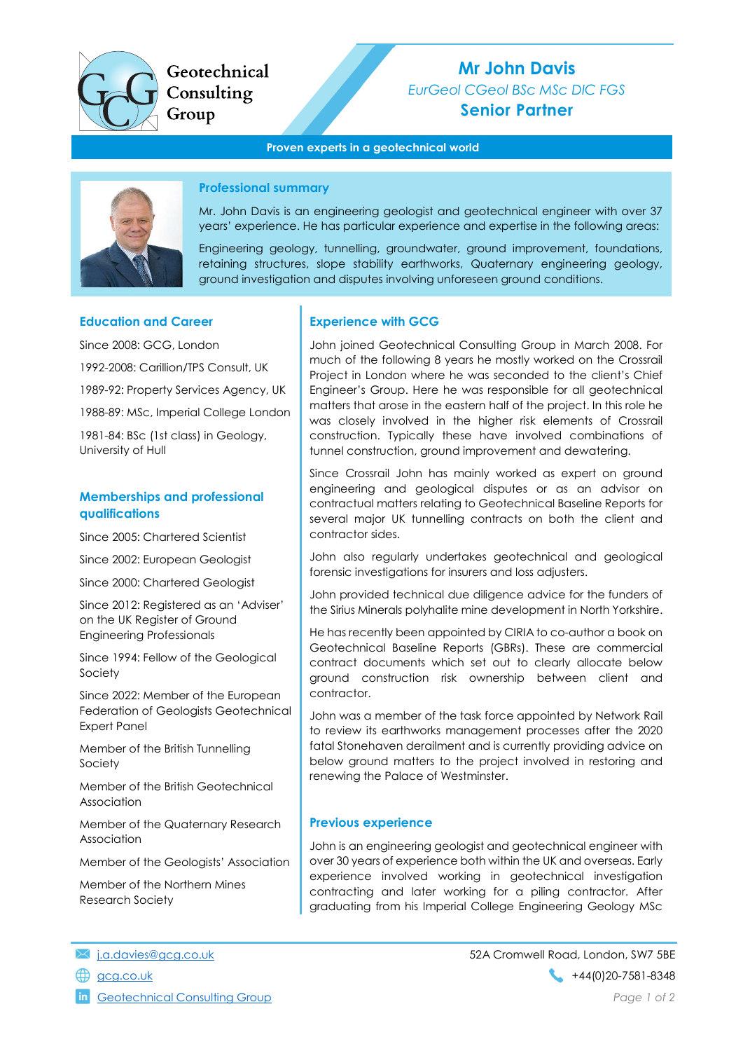Geotechnical Consulting Group

# Mr John Davis

*EurGeol CGeol BSc MSc DIC FGS*

**Senior Partner**

**Proven experts in a geotechnical world**

## Professional summary

Mr. John Davis is an engineering geologist and geotechnical engineer with over 37 years' experience. He has particular experience and expertise in the following areas:

Engineering geology, tunnelling, groundwater, ground improvement, foundations, retaining structures, slope stability earthworks, Quaternary engineering geology, ground investigation and disputes involving unforeseen ground conditions.

## Education and Career

Since 2008: GCG, London

1992-2008: Carillion/TPS Consult, UK

1989-92: Property Services Agency, UK

1988-89: MSc, Imperial College London

1981-84: BSc (1st class) in Geology, University of Hull

## Memberships and professional qualifications

Since 2005: Chartered Scientist

Since 2002: European Geologist

Since 2000: Chartered Geologist

Since 2012: Registered as an 'Adviser' on the UK Register of Ground Engineering Professionals

Since 1994: Fellow of the Geological Society

Since 2022: Member of the European Federation of Geologists Geotechnical Expert Panel

Member of the British Tunnelling Society

Member of the British Geotechnical Association

Member of the Quaternary Research Association

Member of the Geologists' Association

Member of the Northern Mines Research Society

## Experience with GCG

John joined Geotechnical Consulting Group in March 2008. For much of the following 8 years he mostly worked on the Crossrail Project in London where he was seconded to the client's Chief Engineer's Group. Here he was responsible for all geotechnical matters that arose in the eastern half of the project. In this role he was closely involved in the higher risk elements of Crossrail construction. Typically these have involved combinations of tunnel construction, ground improvement and dewatering.

Since Crossrail John has mainly worked as expert on ground engineering and geological disputes or as an advisor on contractual matters relating to Geotechnical Baseline Reports for several major UK tunnelling contracts on both the client and contractor sides.

John also regularly undertakes geotechnical and geological forensic investigations for insurers and loss adjusters.

John provided technical due diligence advice for the funders of the Sirius Minerals polyhalite mine development in North Yorkshire.

He has recently been appointed by CIRIA to co-author a book on Geotechnical Baseline Reports (GBRs). These are commercial contract documents which set out to clearly allocate below ground construction risk ownership between client and contractor.

John was a member of the task force appointed by Network Rail to review its earthworks management processes after the 2020 fatal Stonehaven derailment and is currently providing advice on below ground matters to the project involved in restoring and renewing the Palace of Westminster.

## Previous experience

John is an engineering geologist and geotechnical engineer with over 30 years of experience both within the UK and overseas. Early experience involved working in geotechnical investigation contracting and later working for a piling contractor. After graduating from his Imperial College Engineering Geology MSc

j.a.davies@gcg.co.uk

gcg.co.uk

Geotechnical Consulting Group

52A Cromwell Road, London, SW7 5BE

+44(0)20-7581-8348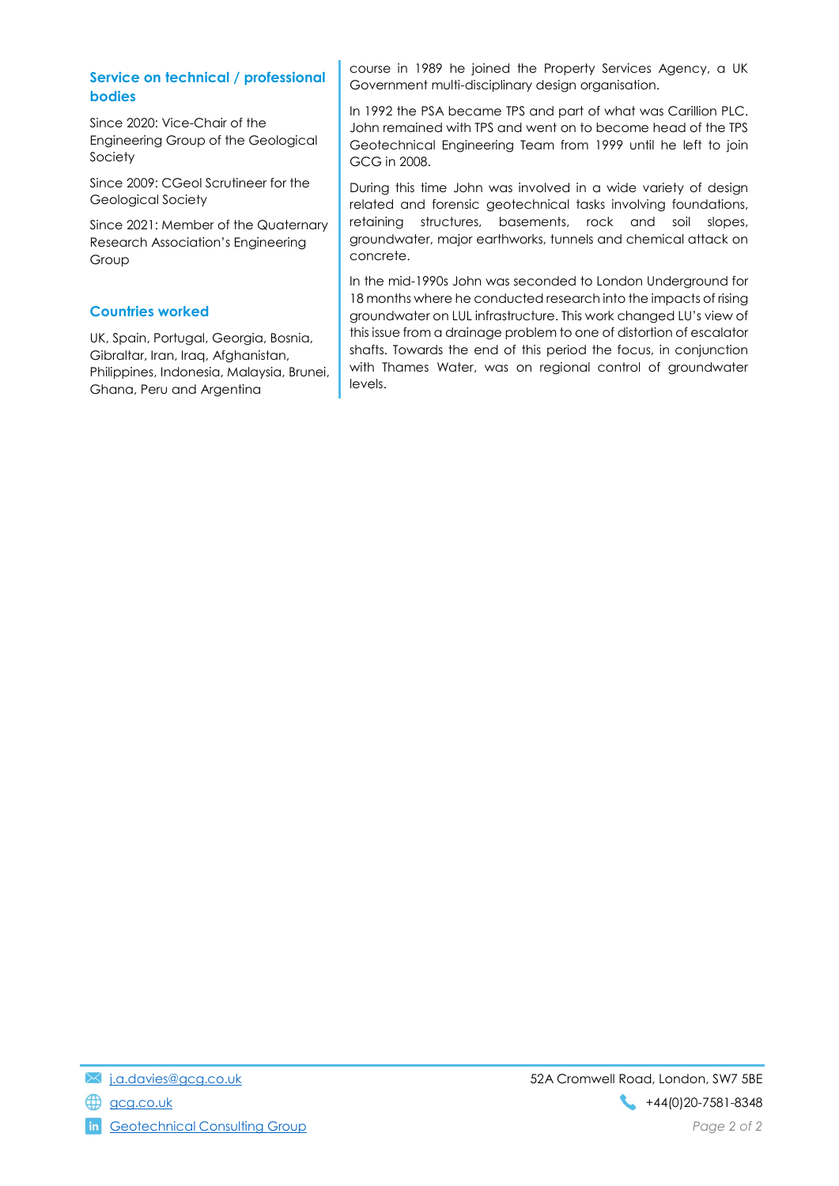## Service on technical / professional bodies

Since 2020: Vice-Chair of the Engineering Group of the Geological Society

Since 2009: CGeol Scrutineer for the Geological Society

Since 2021: Member of the Quaternary Research Association's Engineering Group

## Countries worked

UK, Spain, Portugal, Georgia, Bosnia, Gibraltar, Iran, Iraq, Afghanistan, Philippines, Indonesia, Malaysia, Brunei, Ghana, Peru and Argentina

course in 1989 he joined the Property Services Agency, a UK Government multi-disciplinary design organisation.

In 1992 the PSA became TPS and part of what was Carillion PLC. John remained with TPS and went on to become head of the TPS Geotechnical Engineering Team from 1999 until he left to join GCG in 2008.

During this time John was involved in a wide variety of design related and forensic geotechnical tasks involving foundations, retaining structures, basements, rock and soil slopes, groundwater, major earthworks, tunnels and chemical attack on concrete.

In the mid-1990s John was seconded to London Underground for 18 months where he conducted research into the impacts of rising groundwater on LUL infrastructure. This work changed LU's view of this issue from a drainage problem to one of distortion of escalator shafts. Towards the end of this period the focus, in conjunction with Thames Water, was on regional control of groundwater levels.

j.a.davies@gcg.co.uk

gcg.co.uk

Geotechnical Consulting Group

52A Cromwell Road, London, SW7 5BE

+44(0)20-7581-8348